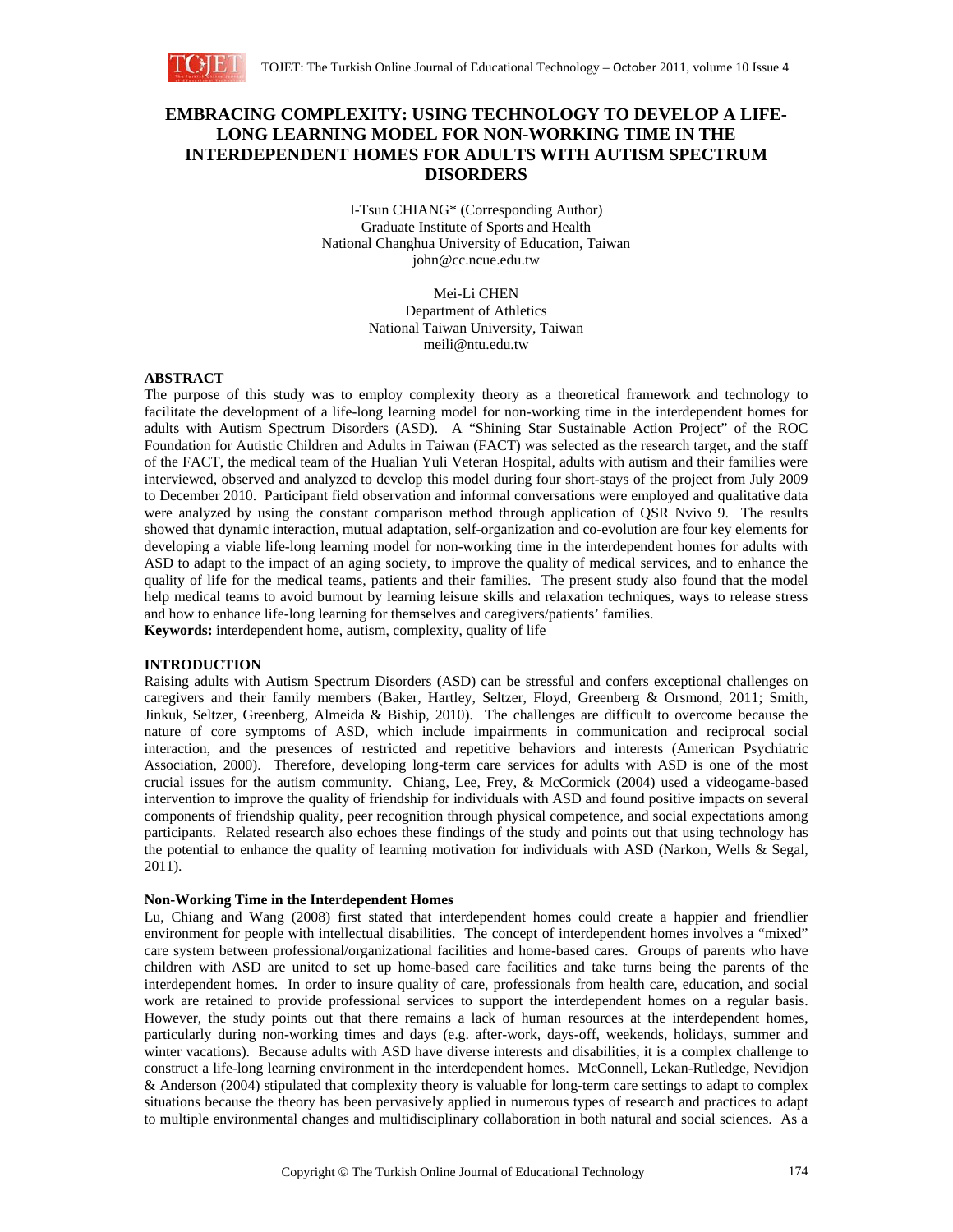# EMBRACING COMPLEXITY: USING TECHNOLOGY TO DEVELOP A LIFE-LONG LEARNING MODEL FOR NON-WORKING TIME IN THE INTERDEPENDENT HOMES FOR ADULTS WITH AUTISM SPECTRUM DISORDERS

I-Tsun CHIANG* (Corresponding Author)
Graduate Institute of Sports and Health
National Changhua University of Education, Taiwan
john@cc.ncue.edu.tw

Mei-Li CHEN
Department of Athletics
National Taiwan University, Taiwan
meili@ntu.edu.tw

## ABSTRACT

The purpose of this study was to employ complexity theory as a theoretical framework and technology to facilitate the development of a life-long learning model for non-working time in the interdependent homes for adults with Autism Spectrum Disorders (ASD). A "Shining Star Sustainable Action Project" of the ROC Foundation for Autistic Children and Adults in Taiwan (FACT) was selected as the research target, and the staff of the FACT, the medical team of the Hualian Yuli Veteran Hospital, adults with autism and their families were interviewed, observed and analyzed to develop this model during four short-stays of the project from July 2009 to December 2010. Participant field observation and informal conversations were employed and qualitative data were analyzed by using the constant comparison method through application of QSR Nvivo 9. The results showed that dynamic interaction, mutual adaptation, self-organization and co-evolution are four key elements for developing a viable life-long learning model for non-working time in the interdependent homes for adults with ASD to adapt to the impact of an aging society, to improve the quality of medical services, and to enhance the quality of life for the medical teams, patients and their families. The present study also found that the model help medical teams to avoid burnout by learning leisure skills and relaxation techniques, ways to release stress and how to enhance life-long learning for themselves and caregivers/patients' families.

**Keywords:** interdependent home, autism, complexity, quality of life

## INTRODUCTION

Raising adults with Autism Spectrum Disorders (ASD) can be stressful and confers exceptional challenges on caregivers and their family members (Baker, Hartley, Seltzer, Floyd, Greenberg & Orsmond, 2011; Smith, Jinkuk, Seltzer, Greenberg, Almeida & Biship, 2010). The challenges are difficult to overcome because the nature of core symptoms of ASD, which include impairments in communication and reciprocal social interaction, and the presences of restricted and repetitive behaviors and interests (American Psychiatric Association, 2000). Therefore, developing long-term care services for adults with ASD is one of the most crucial issues for the autism community. Chiang, Lee, Frey, & McCormick (2004) used a videogame-based intervention to improve the quality of friendship for individuals with ASD and found positive impacts on several components of friendship quality, peer recognition through physical competence, and social expectations among participants. Related research also echoes these findings of the study and points out that using technology has the potential to enhance the quality of learning motivation for individuals with ASD (Narkon, Wells & Segal, 2011).

### Non-Working Time in the Interdependent Homes

Lu, Chiang and Wang (2008) first stated that interdependent homes could create a happier and friendlier environment for people with intellectual disabilities. The concept of interdependent homes involves a "mixed" care system between professional/organizational facilities and home-based cares. Groups of parents who have children with ASD are united to set up home-based care facilities and take turns being the parents of the interdependent homes. In order to insure quality of care, professionals from health care, education, and social work are retained to provide professional services to support the interdependent homes on a regular basis. However, the study points out that there remains a lack of human resources at the interdependent homes, particularly during non-working times and days (e.g. after-work, days-off, weekends, holidays, summer and winter vacations). Because adults with ASD have diverse interests and disabilities, it is a complex challenge to construct a life-long learning environment in the interdependent homes. McConnell, Lekan-Rutledge, Nevidjon & Anderson (2004) stipulated that complexity theory is valuable for long-term care settings to adapt to complex situations because the theory has been pervasively applied in numerous types of research and practices to adapt to multiple environmental changes and multidisciplinary collaboration in both natural and social sciences. As a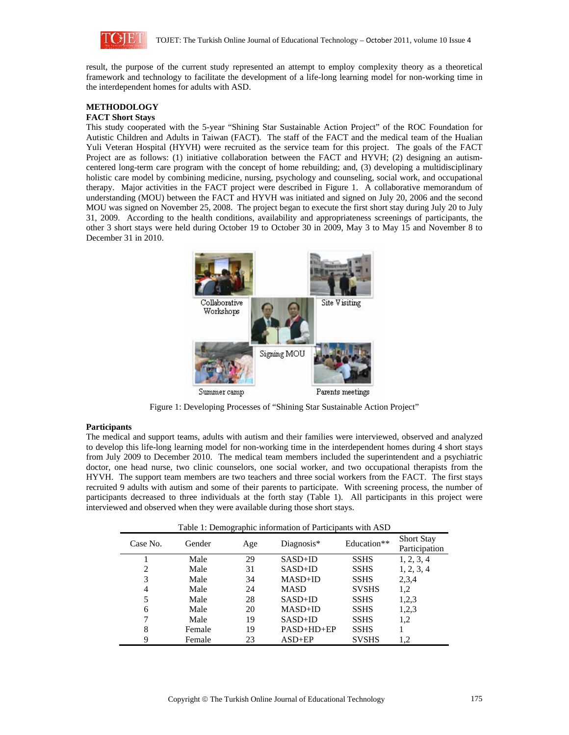result, the purpose of the current study represented an attempt to employ complexity theory as a theoretical framework and technology to facilitate the development of a life-long learning model for non-working time in the interdependent homes for adults with ASD.

## METHODOLOGY

### FACT Short Stays

This study cooperated with the 5-year "Shining Star Sustainable Action Project" of the ROC Foundation for Autistic Children and Adults in Taiwan (FACT). The staff of the FACT and the medical team of the Hualian Yuli Veteran Hospital (HYVH) were recruited as the service team for this project. The goals of the FACT Project are as follows: (1) initiative collaboration between the FACT and HYVH; (2) designing an autism-centered long-term care program with the concept of home rebuilding; and, (3) developing a multidisciplinary holistic care model by combining medicine, nursing, psychology and counseling, social work, and occupational therapy. Major activities in the FACT project were described in Figure 1. A collaborative memorandum of understanding (MOU) between the FACT and HYVH was initiated and signed on July 20, 2006 and the second MOU was signed on November 25, 2008. The project began to execute the first short stay during July 20 to July 31, 2009. According to the health conditions, availability and appropriateness screenings of participants, the other 3 short stays were held during October 19 to October 30 in 2009, May 3 to May 15 and November 8 to December 31 in 2010.

Collaborative Workshops | Site Visiting | Signing MOU | Summer camp | Parents meetings

Figure 1: Developing Processes of "Shining Star Sustainable Action Project"

### Participants

The medical and support teams, adults with autism and their families were interviewed, observed and analyzed to develop this life-long learning model for non-working time in the interdependent homes during 4 short stays from July 2009 to December 2010. The medical team members included the superintendent and a psychiatric doctor, one head nurse, two clinic counselors, one social worker, and two occupational therapists from the HYVH. The support team members are two teachers and three social workers from the FACT. The first stays recruited 9 adults with autism and some of their parents to participate. With screening process, the number of participants decreased to three individuals at the forth stay (Table 1). All participants in this project were interviewed and observed when they were available during those short stays.

Table 1: Demographic information of Participants with ASD

| Case No. | Gender | Age | Diagnosis* | Education** | Short Stay Participation |
|---|---|---|---|---|---|
| 1 | Male | 29 | SASD+ID | SSHS | 1, 2, 3, 4 |
| 2 | Male | 31 | SASD+ID | SSHS | 1, 2, 3, 4 |
| 3 | Male | 34 | MASD+ID | SSHS | 2,3,4 |
| 4 | Male | 24 | MASD | SVSHS | 1,2 |
| 5 | Male | 28 | SASD+ID | SSHS | 1,2,3 |
| 6 | Male | 20 | MASD+ID | SSHS | 1,2,3 |
| 7 | Male | 19 | SASD+ID | SSHS | 1,2 |
| 8 | Female | 19 | PASD+HD+EP | SSHS | 1 |
| 9 | Female | 23 | ASD+EP | SVSHS | 1,2 |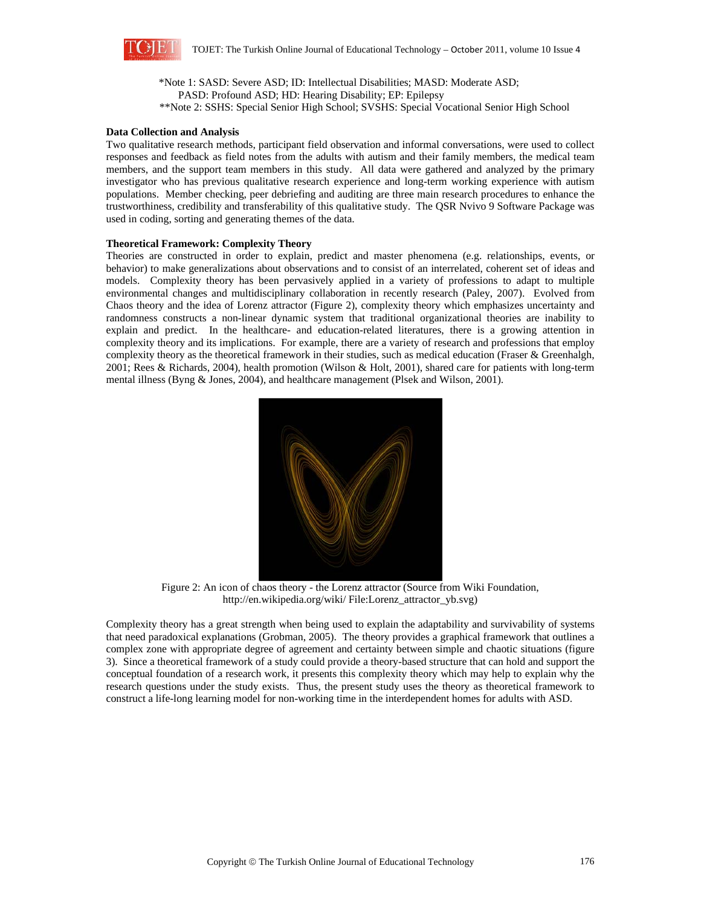*Note 1: SASD: Severe ASD; ID: Intellectual Disabilities; MASD: Moderate ASD; PASD: Profound ASD; HD: Hearing Disability; EP: Epilepsy

**Note 2: SSHS: Special Senior High School; SVSHS: Special Vocational Senior High School

**Data Collection and Analysis**

Two qualitative research methods, participant field observation and informal conversations, were used to collect responses and feedback as field notes from the adults with autism and their family members, the medical team members, and the support team members in this study. All data were gathered and analyzed by the primary investigator who has previous qualitative research experience and long-term working experience with autism populations. Member checking, peer debriefing and auditing are three main research procedures to enhance the trustworthiness, credibility and transferability of this qualitative study. The QSR Nvivo 9 Software Package was used in coding, sorting and generating themes of the data.

**Theoretical Framework: Complexity Theory**

Theories are constructed in order to explain, predict and master phenomena (e.g. relationships, events, or behavior) to make generalizations about observations and to consist of an interrelated, coherent set of ideas and models. Complexity theory has been pervasively applied in a variety of professions to adapt to multiple environmental changes and multidisciplinary collaboration in recently research (Paley, 2007). Evolved from Chaos theory and the idea of Lorenz attractor (Figure 2), complexity theory which emphasizes uncertainty and randomness constructs a non-linear dynamic system that traditional organizational theories are inability to explain and predict. In the healthcare- and education-related literatures, there is a growing attention in complexity theory and its implications. For example, there are a variety of research and professions that employ complexity theory as the theoretical framework in their studies, such as medical education (Fraser & Greenhalgh, 2001; Rees & Richards, 2004), health promotion (Wilson & Holt, 2001), shared care for patients with long-term mental illness (Byng & Jones, 2004), and healthcare management (Plsek and Wilson, 2001).

Figure 2: An icon of chaos theory - the Lorenz attractor (Source from Wiki Foundation, http://en.wikipedia.org/wiki/ File:Lorenz_attractor_yb.svg)

Complexity theory has a great strength when being used to explain the adaptability and survivability of systems that need paradoxical explanations (Grobman, 2005). The theory provides a graphical framework that outlines a complex zone with appropriate degree of agreement and certainty between simple and chaotic situations (figure 3). Since a theoretical framework of a study could provide a theory-based structure that can hold and support the conceptual foundation of a research work, it presents this complexity theory which may help to explain why the research questions under the study exists. Thus, the present study uses the theory as theoretical framework to construct a life-long learning model for non-working time in the interdependent homes for adults with ASD.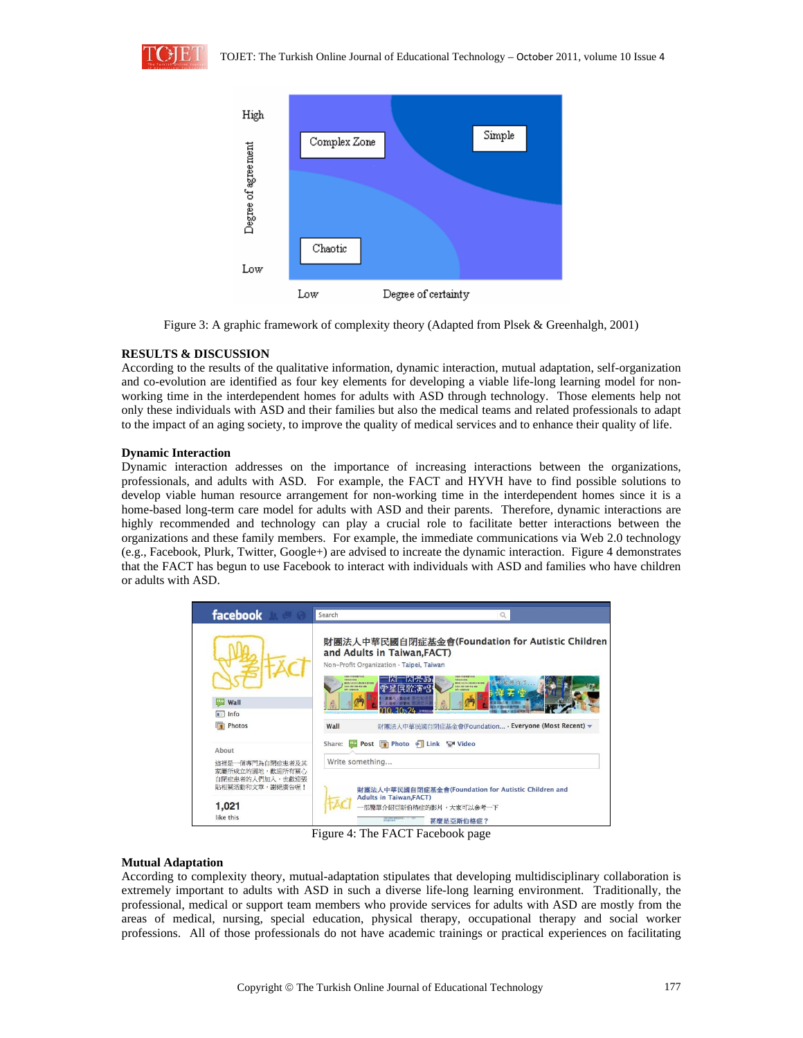Figure 3: A graphic framework of complexity theory (Adapted from Plsek & Greenhalgh, 2001)

## RESULTS & DISCUSSION

According to the results of the qualitative information, dynamic interaction, mutual adaptation, self-organization and co-evolution are identified as four key elements for developing a viable life-long learning model for non-working time in the interdependent homes for adults with ASD through technology. Those elements help not only these individuals with ASD and their families but also the medical teams and related professionals to adapt to the impact of an aging society, to improve the quality of medical services and to enhance their quality of life.

### Dynamic Interaction

Dynamic interaction addresses on the importance of increasing interactions between the organizations, professionals, and adults with ASD. For example, the FACT and HYVH have to find possible solutions to develop viable human resource arrangement for non-working time in the interdependent homes since it is a home-based long-term care model for adults with ASD and their parents. Therefore, dynamic interactions are highly recommended and technology can play a crucial role to facilitate better interactions between the organizations and these family members. For example, the immediate communications via Web 2.0 technology (e.g., Facebook, Plurk, Twitter, Google+) are advised to increate the dynamic interaction. Figure 4 demonstrates that the FACT has begun to use Facebook to interact with individuals with ASD and families who have children or adults with ASD.

Figure 4: The FACT Facebook page

### Mutual Adaptation

According to complexity theory, mutual-adaptation stipulates that developing multidisciplinary collaboration is extremely important to adults with ASD in such a diverse life-long learning environment. Traditionally, the professional, medical or support team members who provide services for adults with ASD are mostly from the areas of medical, nursing, special education, physical therapy, occupational therapy and social worker professions. All of those professionals do not have academic trainings or practical experiences on facilitating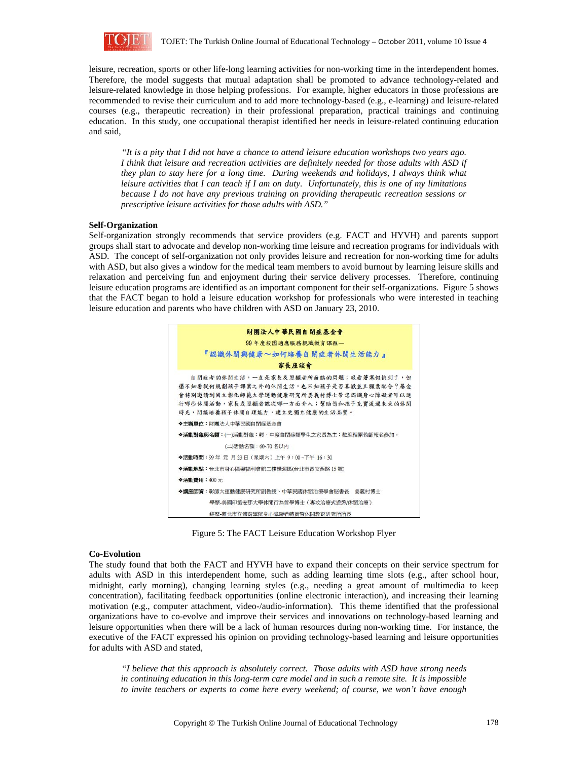leisure, recreation, sports or other life-long learning activities for non-working time in the interdependent homes. Therefore, the model suggests that mutual adaptation shall be promoted to advance technology-related and leisure-related knowledge in those helping professions. For example, higher educators in those professions are recommended to revise their curriculum and to add more technology-based (e.g., e-learning) and leisure-related courses (e.g., therapeutic recreation) in their professional preparation, practical trainings and continuing education. In this study, one occupational therapist identified her needs in leisure-related continuing education and said,

> *"It is a pity that I did not have a chance to attend leisure education workshops two years ago. I think that leisure and recreation activities are definitely needed for those adults with ASD if they plan to stay here for a long time. During weekends and holidays, I always think what leisure activities that I can teach if I am on duty. Unfortunately, this is one of my limitations because I do not have any previous training on providing therapeutic recreation sessions or prescriptive leisure activities for those adults with ASD."*

**Self-Organization**

Self-organization strongly recommends that service providers (e.g. FACT and HYVH) and parents support groups shall start to advocate and develop non-working time leisure and recreation programs for individuals with ASD. The concept of self-organization not only provides leisure and recreation for non-working time for adults with ASD, but also gives a window for the medical team members to avoid burnout by learning leisure skills and relaxation and perceiving fun and enjoyment during their service delivery processes. Therefore, continuing leisure education programs are identified as an important component for their self-organizations. Figure 5 shows that the FACT began to hold a leisure education workshop for professionals who were interested in teaching leisure education and parents who have children with ASD on January 23, 2010.

財團法人中華民國自閉症基金會
99年度校園適應服務親職教育課程—
『認識休閒與健康～如何培養自閉症者休閒生活能力』
家長座談會

自閉症者的休閒生活，一直是家長及照顧者所面臨的問題；眼看著寒假快到了，但還不知要從何規劃孩子課業之外的休閒生活，也不知孩子是否喜歡並且願意配合？基金會特別邀請到國立彰化師範大學運動健康研究所姜義村博士帶您認識身心障礙者可以進行哪些休閒活動，家長或照顧者該從哪一方面介入；幫助您和孩子充實渡過未來的休閒時光，間接培養孩子休閒自理能力，建立更獨立健康的生活品質。

❖主辦單位：財團法人中華民國自閉症基金會
❖活動對象與名額：(一)活動對象：輕、中度自閉症類學生之家長為主；歡迎相關教師報名參加。
(二)活動名額：60~70名以內
❖活動時間：99年 元 月23日（星期六）上午 9：00～下午 16：30
❖活動地點：台北市身心障礙福利會館二樓講演區(台北市長安西路15號)
❖活動費用：400元
❖講座師資：彰師大運動健康研究所副教授、中華民國休閒治療學會秘書長　姜義村博士
學歷-美國印第安那大學休閒行為哲學博士（專攻治療式遊憩/休閒治療）
經歷-臺北市立體育學院身心障礙者轉銜暨休閒教育研究所所長

Figure 5: The FACT Leisure Education Workshop Flyer

**Co-Evolution**

The study found that both the FACT and HYVH have to expand their concepts on their service spectrum for adults with ASD in this interdependent home, such as adding learning time slots (e.g., after school hour, midnight, early morning), changing learning styles (e.g., needing a great amount of multimedia to keep concentration), facilitating feedback opportunities (online electronic interaction), and increasing their learning motivation (e.g., computer attachment, video-/audio-information). This theme identified that the professional organizations have to co-evolve and improve their services and innovations on technology-based learning and leisure opportunities when there will be a lack of human resources during non-working time. For instance, the executive of the FACT expressed his opinion on providing technology-based learning and leisure opportunities for adults with ASD and stated,

> *"I believe that this approach is absolutely correct. Those adults with ASD have strong needs in continuing education in this long-term care model and in such a remote site. It is impossible to invite teachers or experts to come here every weekend; of course, we won't have enough*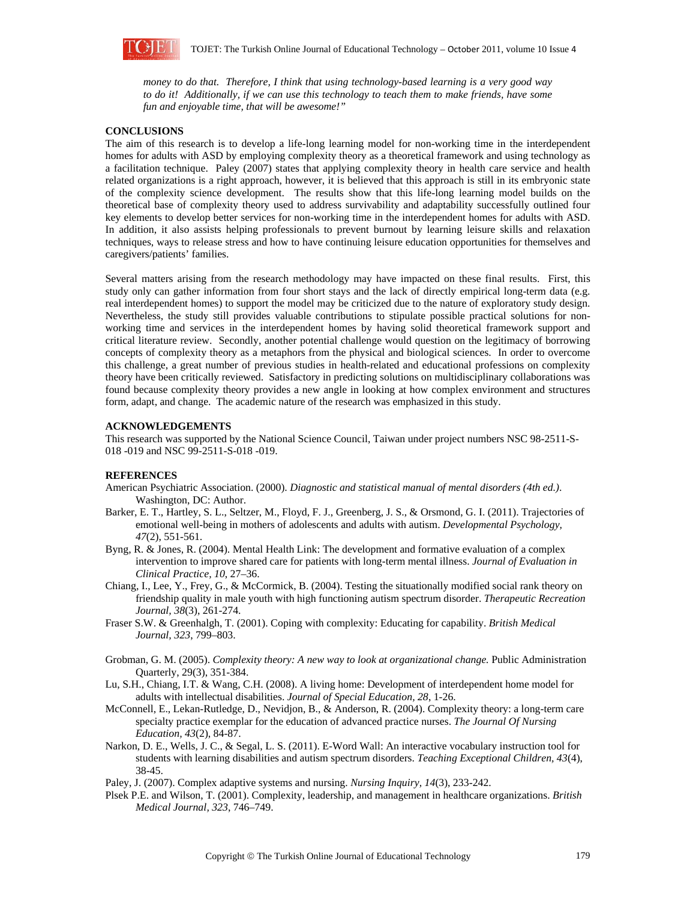*money to do that. Therefore, I think that using technology-based learning is a very good way to do it! Additionally, if we can use this technology to teach them to make friends, have some fun and enjoyable time, that will be awesome!"*

## CONCLUSIONS

The aim of this research is to develop a life-long learning model for non-working time in the interdependent homes for adults with ASD by employing complexity theory as a theoretical framework and using technology as a facilitation technique. Paley (2007) states that applying complexity theory in health care service and health related organizations is a right approach, however, it is believed that this approach is still in its embryonic state of the complexity science development. The results show that this life-long learning model builds on the theoretical base of complexity theory used to address survivability and adaptability successfully outlined four key elements to develop better services for non-working time in the interdependent homes for adults with ASD. In addition, it also assists helping professionals to prevent burnout by learning leisure skills and relaxation techniques, ways to release stress and how to have continuing leisure education opportunities for themselves and caregivers/patients' families.

Several matters arising from the research methodology may have impacted on these final results. First, this study only can gather information from four short stays and the lack of directly empirical long-term data (e.g. real interdependent homes) to support the model may be criticized due to the nature of exploratory study design. Nevertheless, the study still provides valuable contributions to stipulate possible practical solutions for non-working time and services in the interdependent homes by having solid theoretical framework support and critical literature review. Secondly, another potential challenge would question on the legitimacy of borrowing concepts of complexity theory as a metaphors from the physical and biological sciences. In order to overcome this challenge, a great number of previous studies in health-related and educational professions on complexity theory have been critically reviewed. Satisfactory in predicting solutions on multidisciplinary collaborations was found because complexity theory provides a new angle in looking at how complex environment and structures form, adapt, and change. The academic nature of the research was emphasized in this study.

## ACKNOWLEDGEMENTS

This research was supported by the National Science Council, Taiwan under project numbers NSC 98-2511-S-018 -019 and NSC 99-2511-S-018 -019.

## REFERENCES

American Psychiatric Association. (2000). *Diagnostic and statistical manual of mental disorders (4th ed.)*. Washington, DC: Author.

Barker, E. T., Hartley, S. L., Seltzer, M., Floyd, F. J., Greenberg, J. S., & Orsmond, G. I. (2011). Trajectories of emotional well-being in mothers of adolescents and adults with autism. *Developmental Psychology, 47*(2), 551-561.

Byng, R. & Jones, R. (2004). Mental Health Link: The development and formative evaluation of a complex intervention to improve shared care for patients with long-term mental illness. *Journal of Evaluation in Clinical Practice, 10*, 27–36.

Chiang, I., Lee, Y., Frey, G., & McCormick, B. (2004). Testing the situationally modified social rank theory on friendship quality in male youth with high functioning autism spectrum disorder. *Therapeutic Recreation Journal, 38*(3), 261-274.

Fraser S.W. & Greenhalgh, T. (2001). Coping with complexity: Educating for capability. *British Medical Journal, 323*, 799–803.

Grobman, G. M. (2005). *Complexity theory: A new way to look at organizational change.* Public Administration Quarterly, 29(3), 351-384.

Lu, S.H., Chiang, I.T. & Wang, C.H. (2008). A living home: Development of interdependent home model for adults with intellectual disabilities. *Journal of Special Education, 28*, 1-26.

McConnell, E., Lekan-Rutledge, D., Nevidjon, B., & Anderson, R. (2004). Complexity theory: a long-term care specialty practice exemplar for the education of advanced practice nurses. *The Journal Of Nursing Education, 43*(2), 84-87.

Narkon, D. E., Wells, J. C., & Segal, L. S. (2011). E-Word Wall: An interactive vocabulary instruction tool for students with learning disabilities and autism spectrum disorders. *Teaching Exceptional Children, 43*(4), 38-45.

Paley, J. (2007). Complex adaptive systems and nursing. *Nursing Inquiry, 14*(3), 233-242.

Plsek P.E. and Wilson, T. (2001). Complexity, leadership, and management in healthcare organizations. *British Medical Journal, 323*, 746–749.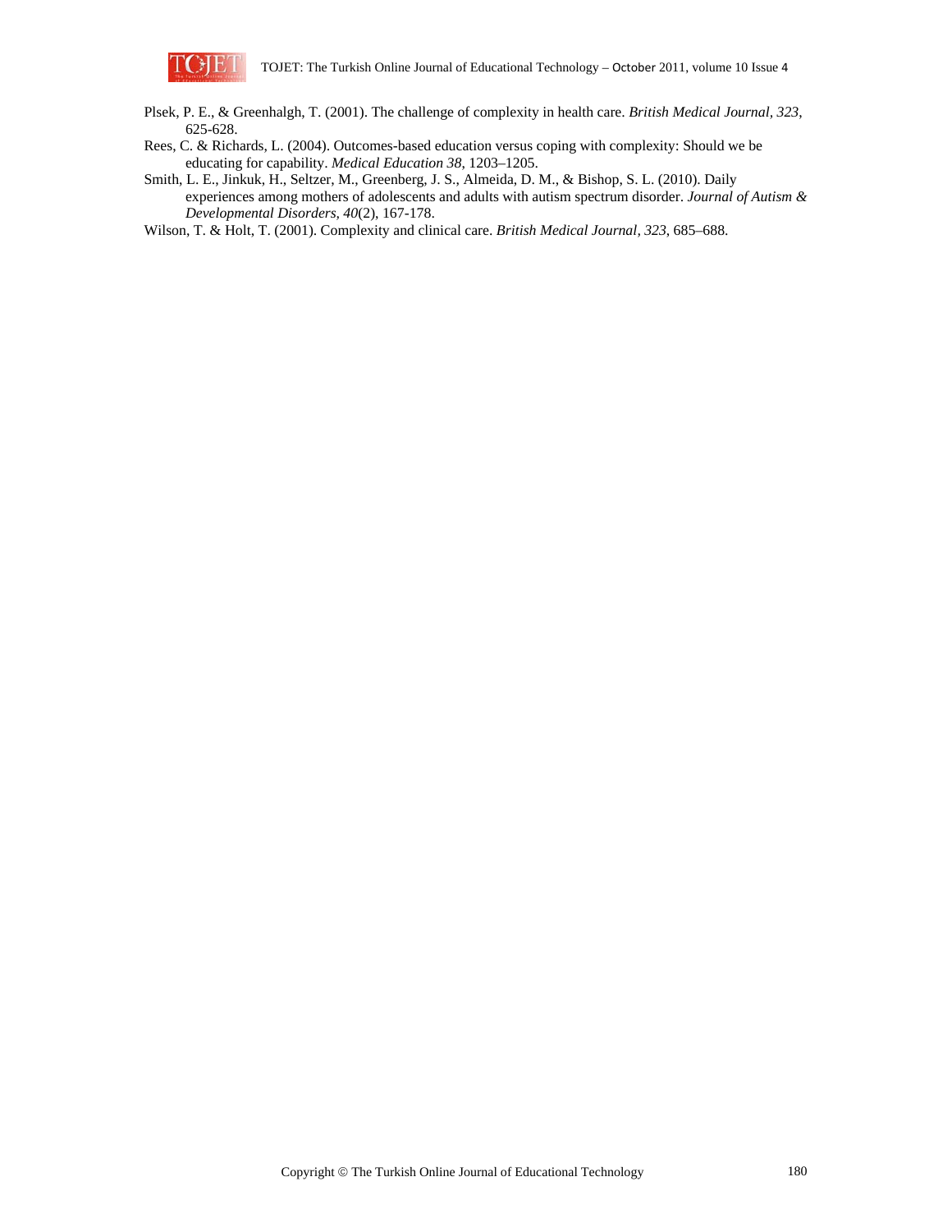Plsek, P. E., & Greenhalgh, T. (2001). The challenge of complexity in health care. *British Medical Journal, 323*, 625-628.

Rees, C. & Richards, L. (2004). Outcomes-based education versus coping with complexity: Should we be educating for capability. *Medical Education 38*, 1203–1205.

Smith, L. E., Jinkuk, H., Seltzer, M., Greenberg, J. S., Almeida, D. M., & Bishop, S. L. (2010). Daily experiences among mothers of adolescents and adults with autism spectrum disorder. *Journal of Autism & Developmental Disorders, 40*(2), 167-178.

Wilson, T. & Holt, T. (2001). Complexity and clinical care. *British Medical Journal, 323*, 685–688.